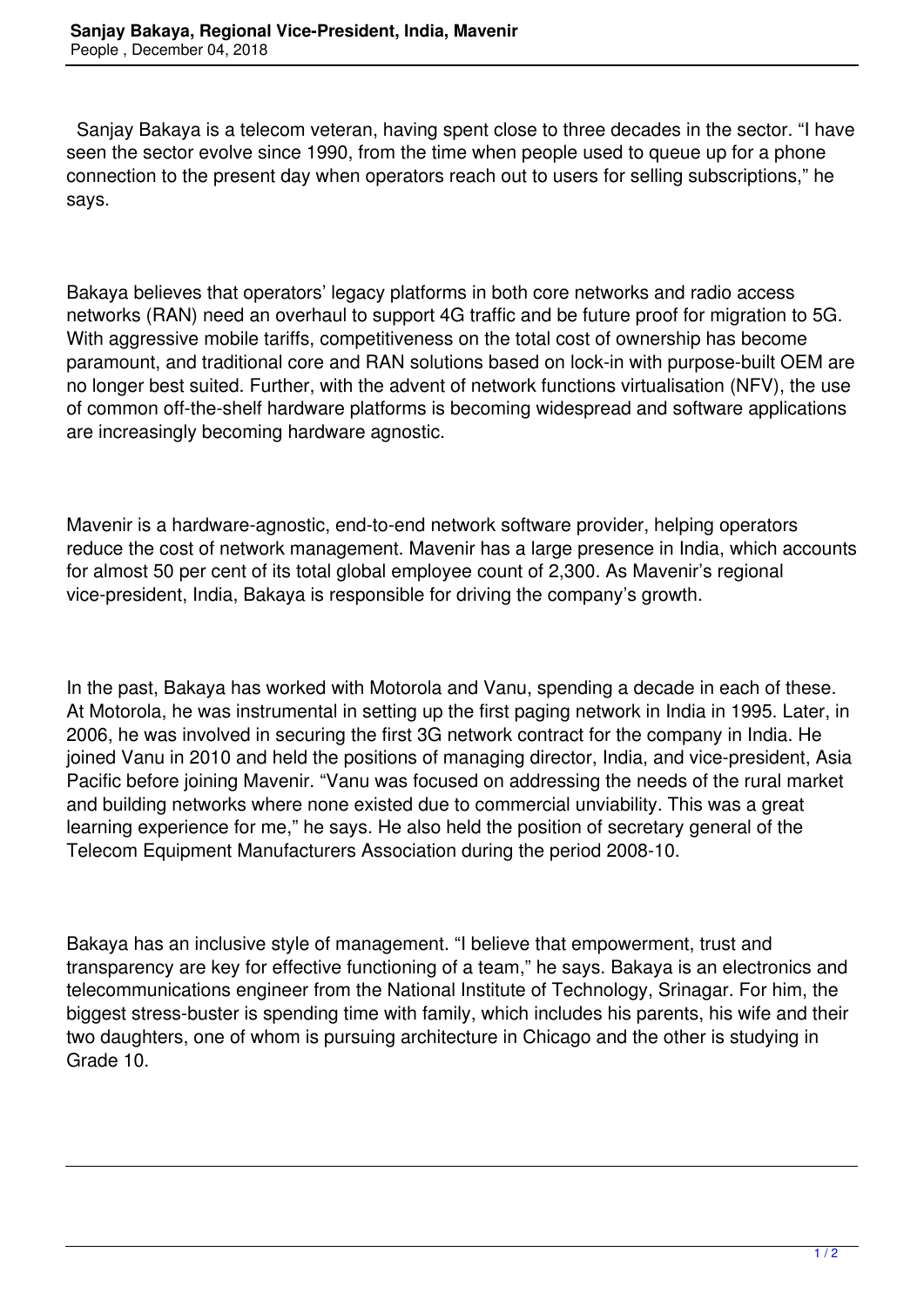# Sanjay Bakaya, Regional Vice-President, India, Mavenir

People , December 04, 2018

Sanjay Bakaya is a telecom veteran, having spent close to three decades in the sector. "I have seen the sector evolve since 1990, from the time when people used to queue up for a phone connection to the present day when operators reach out to users for selling subscriptions," he says.

Bakaya believes that operators' legacy platforms in both core networks and radio access networks (RAN) need an overhaul to support 4G traffic and be future proof for migration to 5G. With aggressive mobile tariffs, competitiveness on the total cost of ownership has become paramount, and traditional core and RAN solutions based on lock-in with purpose-built OEM are no longer best suited. Further, with the advent of network functions virtualisation (NFV), the use of common off-the-shelf hardware platforms is becoming widespread and software applications are increasingly becoming hardware agnostic.

Mavenir is a hardware-agnostic, end-to-end network software provider, helping operators reduce the cost of network management. Mavenir has a large presence in India, which accounts for almost 50 per cent of its total global employee count of 2,300. As Mavenir's regional vice-president, India, Bakaya is responsible for driving the company's growth.

In the past, Bakaya has worked with Motorola and Vanu, spending a decade in each of these. At Motorola, he was instrumental in setting up the first paging network in India in 1995. Later, in 2006, he was involved in securing the first 3G network contract for the company in India. He joined Vanu in 2010 and held the positions of managing director, India, and vice-president, Asia Pacific before joining Mavenir. "Vanu was focused on addressing the needs of the rural market and building networks where none existed due to commercial unviability. This was a great learning experience for me," he says. He also held the position of secretary general of the Telecom Equipment Manufacturers Association during the period 2008-10.

Bakaya has an inclusive style of management. "I believe that empowerment, trust and transparency are key for effective functioning of a team," he says. Bakaya is an electronics and telecommunications engineer from the National Institute of Technology, Srinagar. For him, the biggest stress-buster is spending time with family, which includes his parents, his wife and their two daughters, one of whom is pursuing architecture in Chicago and the other is studying in Grade 10.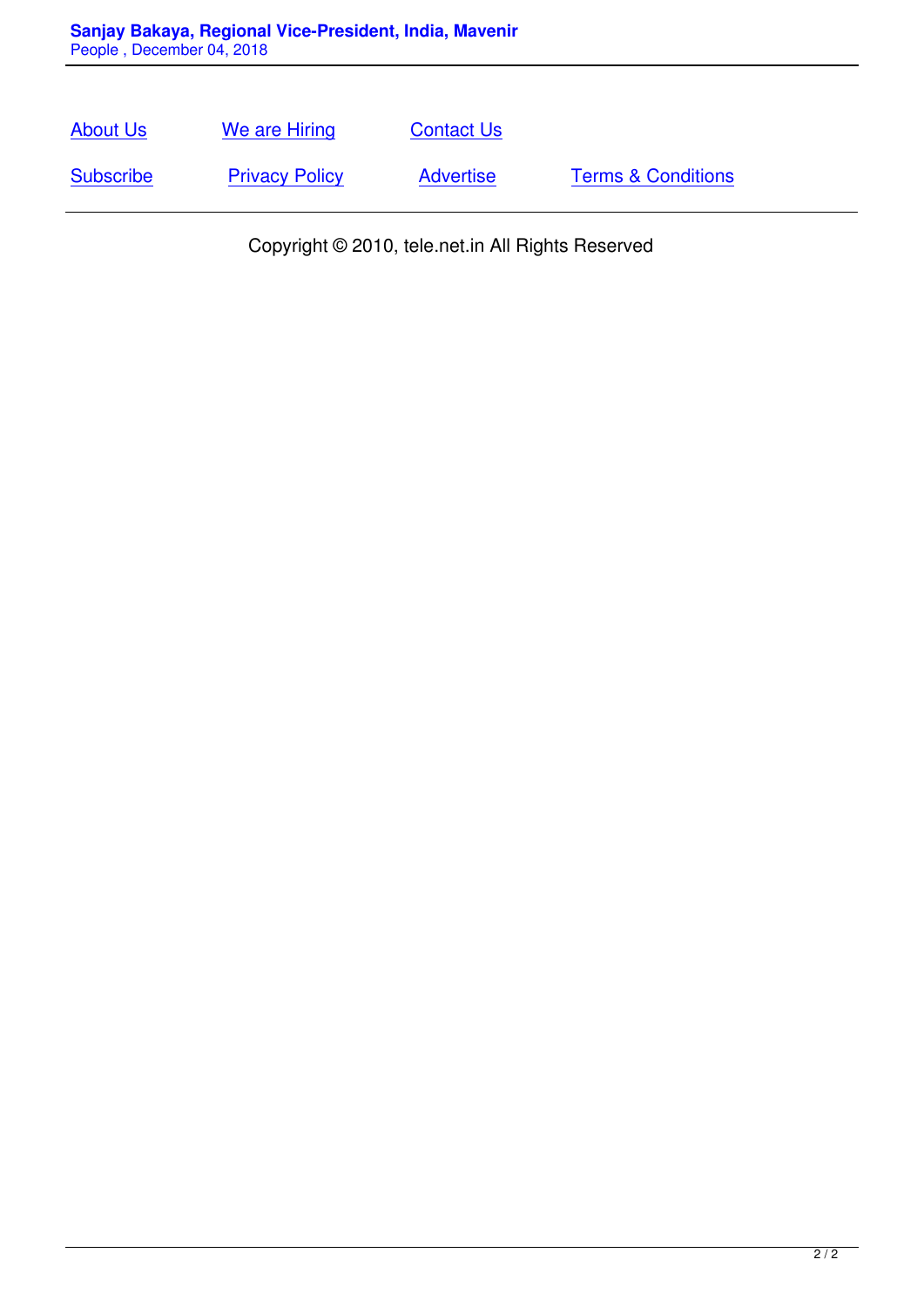About Us We are Hiring Contact Us

Subscribe Privacy Policy Advertise Terms & Conditions

---

Copyright © 2010, tele.net.in All Rights Reserved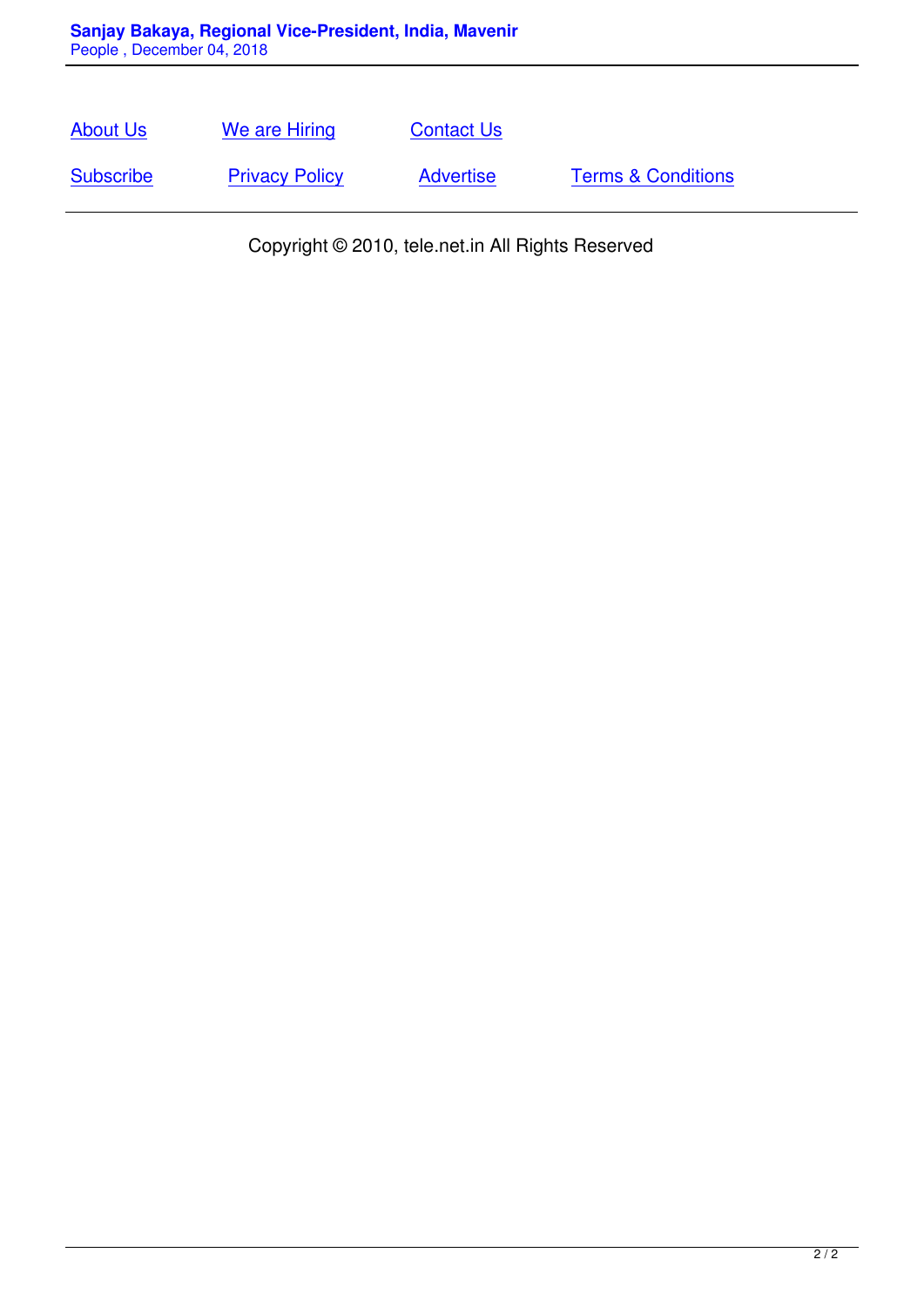About Us We are Hiring Contact Us

Subscribe Privacy Policy Advertise Terms & Conditions

Copyright © 2010, tele.net.in All Rights Reserved